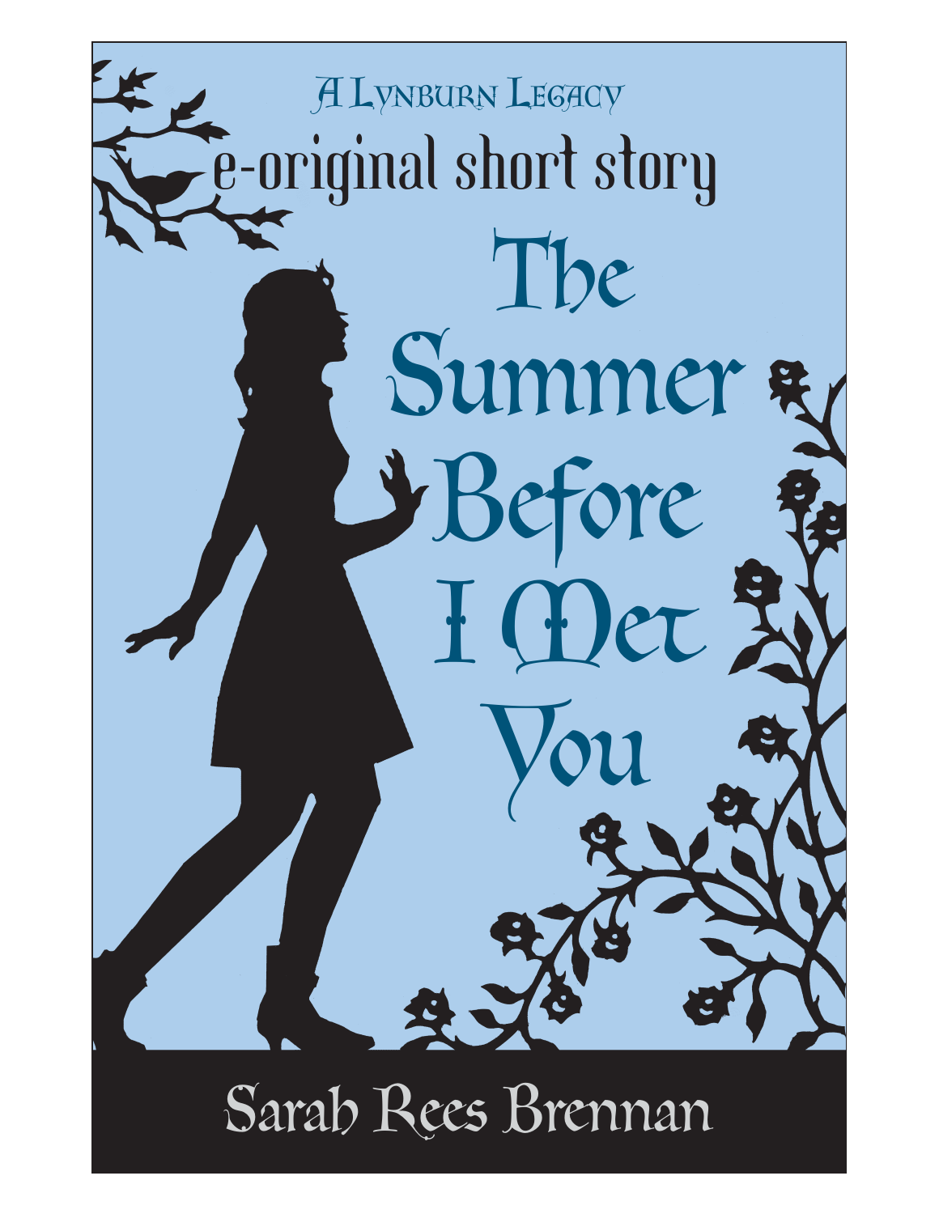A Lynburn Legacy

e-original short story

# The Summer Before I Met You

Sarah Rees Brennan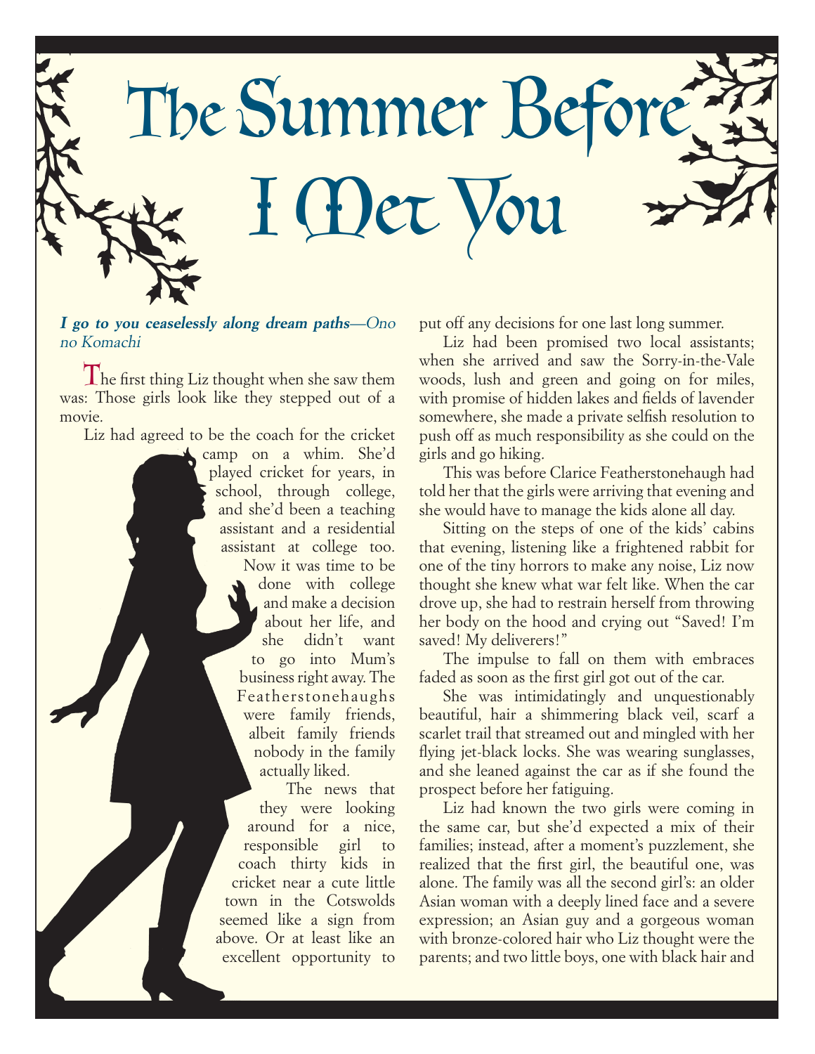# The Summer Before I Met You

***I go to you ceaselessly along dream paths**—Ono no Komachi*

The first thing Liz thought when she saw them was: Those girls look like they stepped out of a movie.

Liz had agreed to be the coach for the cricket camp on a whim. She'd played cricket for years, in school, through college, and she'd been a teaching assistant and a residential assistant at college too. Now it was time to be done with college and make a decision about her life, and she didn't want to go into Mum's business right away. The Featherstonehaughs were family friends, albeit family friends nobody in the family actually liked.

The news that they were looking around for a nice, responsible girl to coach thirty kids in cricket near a cute little town in the Cotswolds seemed like a sign from above. Or at least like an excellent opportunity to put off any decisions for one last long summer.

Liz had been promised two local assistants; when she arrived and saw the Sorry-in-the-Vale woods, lush and green and going on for miles, with promise of hidden lakes and fields of lavender somewhere, she made a private selfish resolution to push off as much responsibility as she could on the girls and go hiking.

This was before Clarice Featherstonehaugh had told her that the girls were arriving that evening and she would have to manage the kids alone all day.

Sitting on the steps of one of the kids' cabins that evening, listening like a frightened rabbit for one of the tiny horrors to make any noise, Liz now thought she knew what war felt like. When the car drove up, she had to restrain herself from throwing her body on the hood and crying out "Saved! I'm saved! My deliverers!"

The impulse to fall on them with embraces faded as soon as the first girl got out of the car.

She was intimidatingly and unquestionably beautiful, hair a shimmering black veil, scarf a scarlet trail that streamed out and mingled with her flying jet-black locks. She was wearing sunglasses, and she leaned against the car as if she found the prospect before her fatiguing.

Liz had known the two girls were coming in the same car, but she'd expected a mix of their families; instead, after a moment's puzzlement, she realized that the first girl, the beautiful one, was alone. The family was all the second girl's: an older Asian woman with a deeply lined face and a severe expression; an Asian guy and a gorgeous woman with bronze-colored hair who Liz thought were the parents; and two little boys, one with black hair and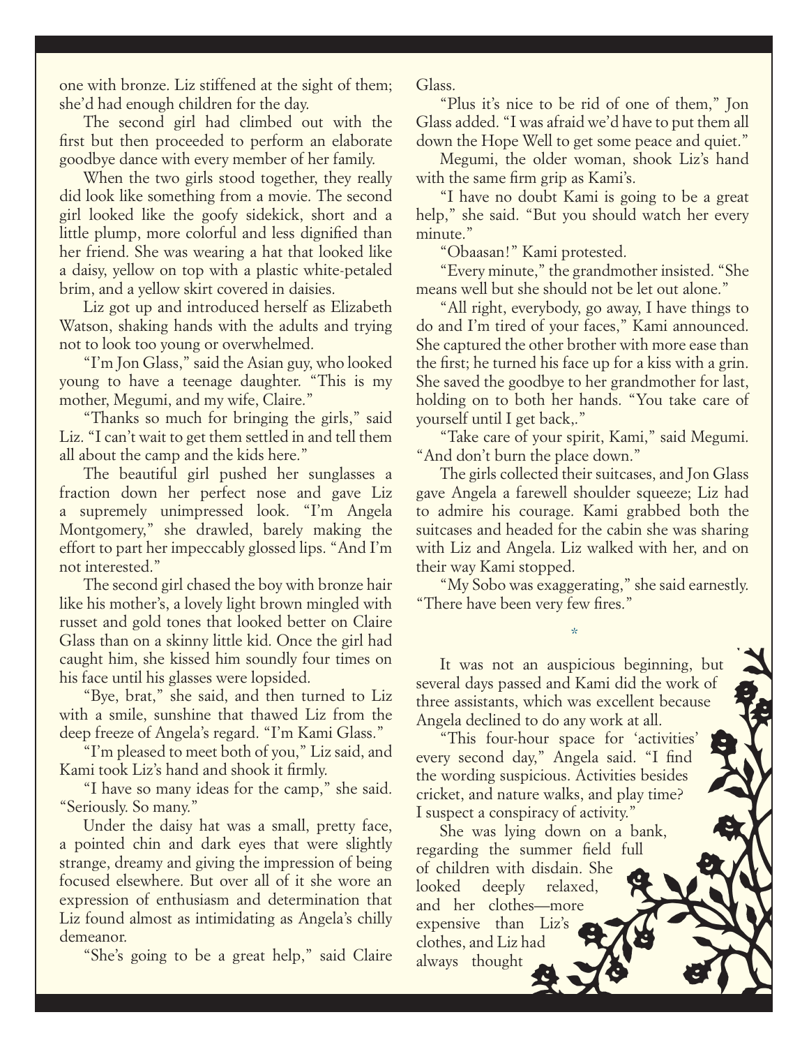one with bronze. Liz stiffened at the sight of them; she'd had enough children for the day.

The second girl had climbed out with the first but then proceeded to perform an elaborate goodbye dance with every member of her family.

When the two girls stood together, they really did look like something from a movie. The second girl looked like the goofy sidekick, short and a little plump, more colorful and less dignified than her friend. She was wearing a hat that looked like a daisy, yellow on top with a plastic white-petaled brim, and a yellow skirt covered in daisies.

Liz got up and introduced herself as Elizabeth Watson, shaking hands with the adults and trying not to look too young or overwhelmed.

"I'm Jon Glass," said the Asian guy, who looked young to have a teenage daughter. "This is my mother, Megumi, and my wife, Claire."

"Thanks so much for bringing the girls," said Liz. "I can't wait to get them settled in and tell them all about the camp and the kids here."

The beautiful girl pushed her sunglasses a fraction down her perfect nose and gave Liz a supremely unimpressed look. "I'm Angela Montgomery," she drawled, barely making the effort to part her impeccably glossed lips. "And I'm not interested."

The second girl chased the boy with bronze hair like his mother's, a lovely light brown mingled with russet and gold tones that looked better on Claire Glass than on a skinny little kid. Once the girl had caught him, she kissed him soundly four times on his face until his glasses were lopsided.

"Bye, brat," she said, and then turned to Liz with a smile, sunshine that thawed Liz from the deep freeze of Angela's regard. "I'm Kami Glass."

"I'm pleased to meet both of you," Liz said, and Kami took Liz's hand and shook it firmly.

"I have so many ideas for the camp," she said. "Seriously. So many."

Under the daisy hat was a small, pretty face, a pointed chin and dark eyes that were slightly strange, dreamy and giving the impression of being focused elsewhere. But over all of it she wore an expression of enthusiasm and determination that Liz found almost as intimidating as Angela's chilly demeanor.

"She's going to be a great help," said Claire Glass.

"Plus it's nice to be rid of one of them," Jon Glass added. "I was afraid we'd have to put them all down the Hope Well to get some peace and quiet."

Megumi, the older woman, shook Liz's hand with the same firm grip as Kami's.

"I have no doubt Kami is going to be a great help," she said. "But you should watch her every minute."

"Obaasan!" Kami protested.

"Every minute," the grandmother insisted. "She means well but she should not be let out alone."

"All right, everybody, go away, I have things to do and I'm tired of your faces," Kami announced. She captured the other brother with more ease than the first; he turned his face up for a kiss with a grin. She saved the goodbye to her grandmother for last, holding on to both her hands. "You take care of yourself until I get back,."

"Take care of your spirit, Kami," said Megumi. "And don't burn the place down."

The girls collected their suitcases, and Jon Glass gave Angela a farewell shoulder squeeze; Liz had to admire his courage. Kami grabbed both the suitcases and headed for the cabin she was sharing with Liz and Angela. Liz walked with her, and on their way Kami stopped.

"My Sobo was exaggerating," she said earnestly. "There have been very few fires."

*

It was not an auspicious beginning, but several days passed and Kami did the work of three assistants, which was excellent because Angela declined to do any work at all.

"This four-hour space for 'activities' every second day," Angela said. "I find the wording suspicious. Activities besides cricket, and nature walks, and play time? I suspect a conspiracy of activity."

She was lying down on a bank, regarding the summer field full of children with disdain. She looked deeply relaxed, and her clothes—more expensive than Liz's clothes, and Liz had always thought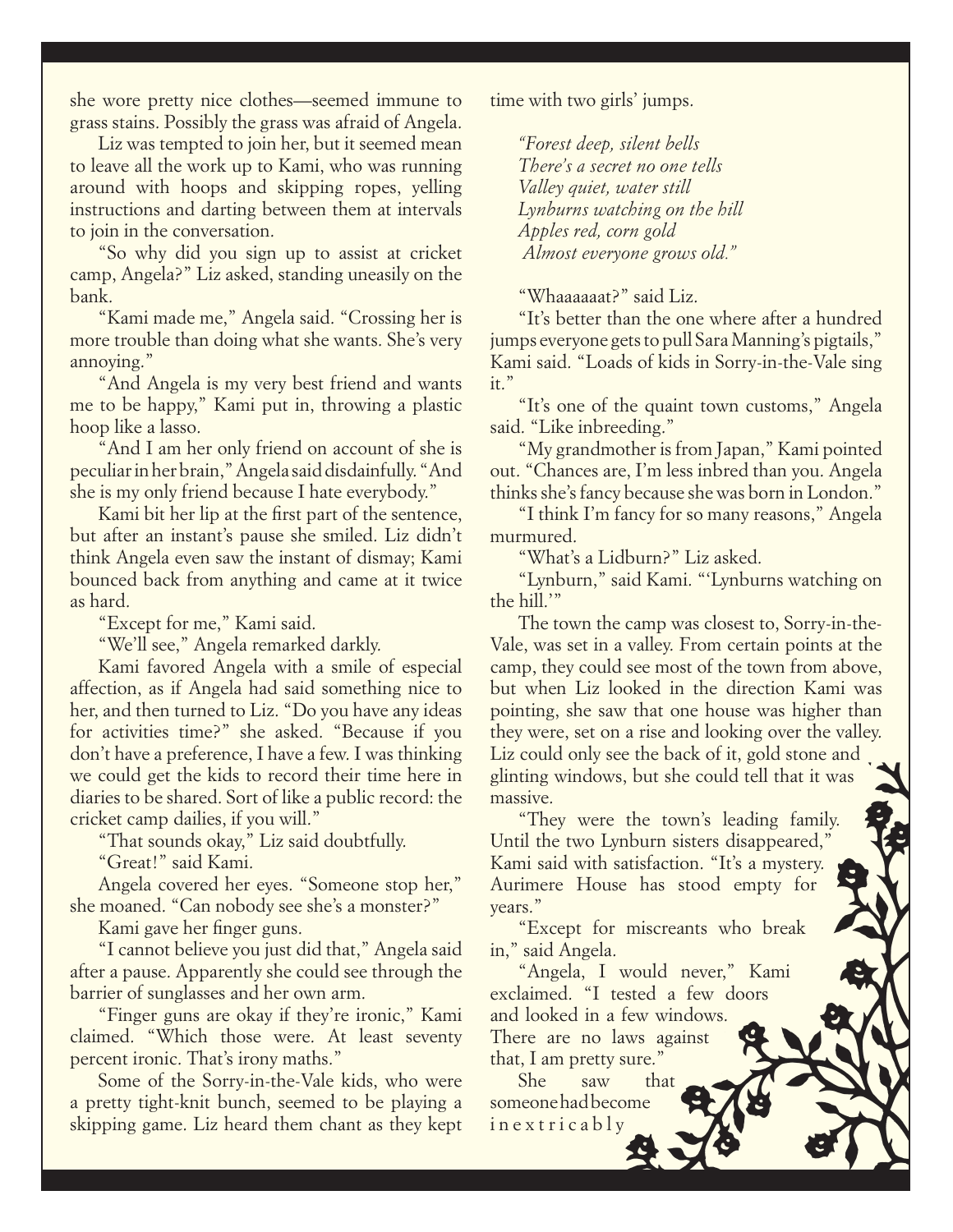she wore pretty nice clothes—seemed immune to grass stains. Possibly the grass was afraid of Angela.

Liz was tempted to join her, but it seemed mean to leave all the work up to Kami, who was running around with hoops and skipping ropes, yelling instructions and darting between them at intervals to join in the conversation.

"So why did you sign up to assist at cricket camp, Angela?" Liz asked, standing uneasily on the bank.

"Kami made me," Angela said. "Crossing her is more trouble than doing what she wants. She's very annoying."

"And Angela is my very best friend and wants me to be happy," Kami put in, throwing a plastic hoop like a lasso.

"And I am her only friend on account of she is peculiar in her brain," Angela said disdainfully. "And she is my only friend because I hate everybody."

Kami bit her lip at the first part of the sentence, but after an instant's pause she smiled. Liz didn't think Angela even saw the instant of dismay; Kami bounced back from anything and came at it twice as hard.

"Except for me," Kami said.

"We'll see," Angela remarked darkly.

Kami favored Angela with a smile of especial affection, as if Angela had said something nice to her, and then turned to Liz. "Do you have any ideas for activities time?" she asked. "Because if you don't have a preference, I have a few. I was thinking we could get the kids to record their time here in diaries to be shared. Sort of like a public record: the cricket camp dailies, if you will."

"That sounds okay," Liz said doubtfully.

"Great!" said Kami.

Angela covered her eyes. "Someone stop her," she moaned. "Can nobody see she's a monster?"

Kami gave her finger guns.

"I cannot believe you just did that," Angela said after a pause. Apparently she could see through the barrier of sunglasses and her own arm.

"Finger guns are okay if they're ironic," Kami claimed. "Which those were. At least seventy percent ironic. That's irony maths."

Some of the Sorry-in-the-Vale kids, who were a pretty tight-knit bunch, seemed to be playing a skipping game. Liz heard them chant as they kept time with two girls' jumps.

*"Forest deep, silent bells*
*There's a secret no one tells*
*Valley quiet, water still*
*Lynburns watching on the hill*
*Apples red, corn gold*
*Almost everyone grows old."*

"Whaaaaaat?" said Liz.

"It's better than the one where after a hundred jumps everyone gets to pull Sara Manning's pigtails," Kami said. "Loads of kids in Sorry-in-the-Vale sing it."

"It's one of the quaint town customs," Angela said. "Like inbreeding."

"My grandmother is from Japan," Kami pointed out. "Chances are, I'm less inbred than you. Angela thinks she's fancy because she was born in London."

"I think I'm fancy for so many reasons," Angela murmured.

"What's a Lidburn?" Liz asked.

"Lynburn," said Kami. "'Lynburns watching on the hill.'"

The town the camp was closest to, Sorry-in-the-Vale, was set in a valley. From certain points at the camp, they could see most of the town from above, but when Liz looked in the direction Kami was pointing, she saw that one house was higher than they were, set on a rise and looking over the valley. Liz could only see the back of it, gold stone and glinting windows, but she could tell that it was massive.

"They were the town's leading family. Until the two Lynburn sisters disappeared," Kami said with satisfaction. "It's a mystery. Aurimere House has stood empty for years."

"Except for miscreants who break in," said Angela.

"Angela, I would never," Kami exclaimed. "I tested a few doors and looked in a few windows. There are no laws against that, I am pretty sure."

She saw that someone had become inextricably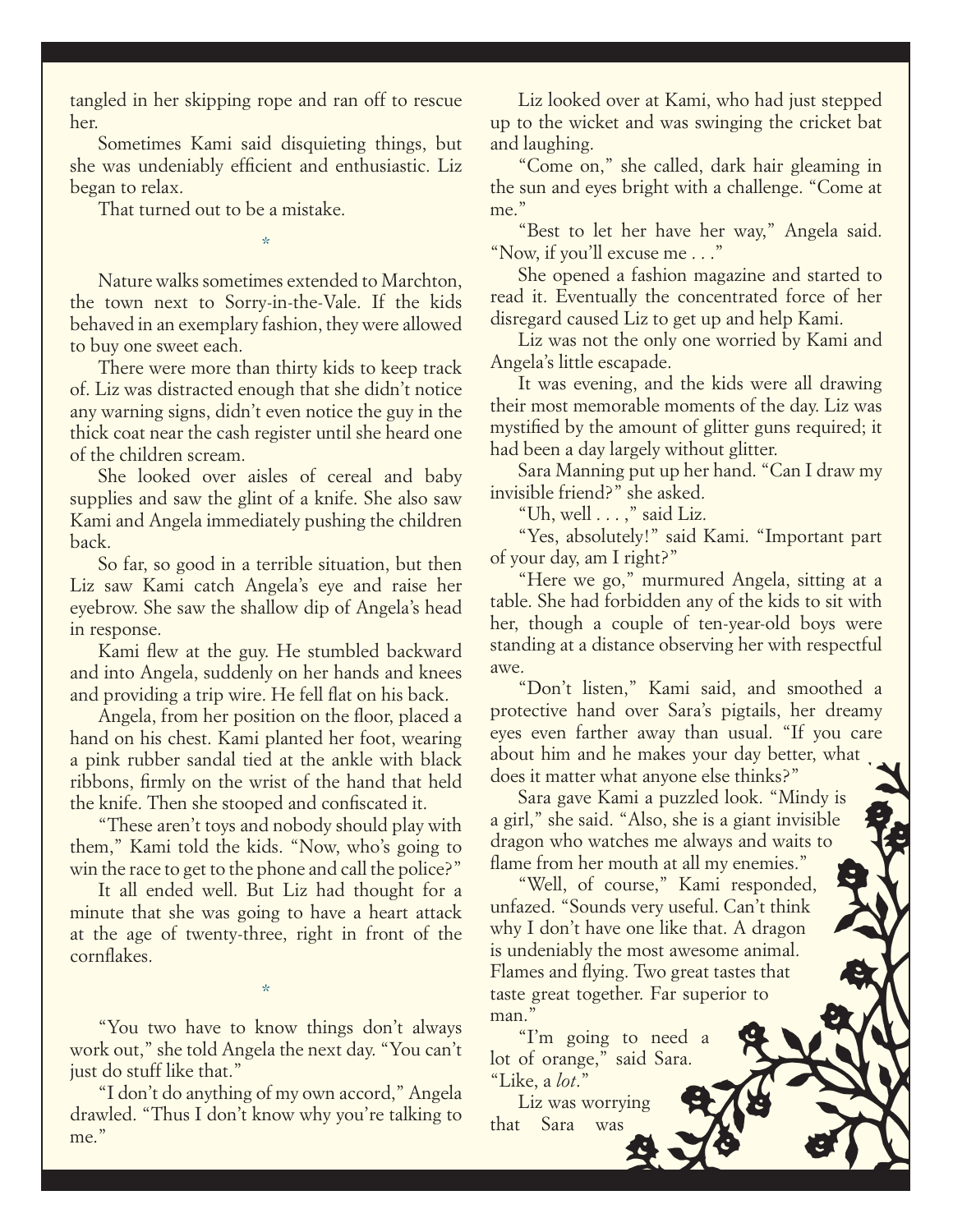tangled in her skipping rope and ran off to rescue her.

Sometimes Kami said disquieting things, but she was undeniably efficient and enthusiastic. Liz began to relax.

That turned out to be a mistake.

*

Nature walks sometimes extended to Marchton, the town next to Sorry-in-the-Vale. If the kids behaved in an exemplary fashion, they were allowed to buy one sweet each.

There were more than thirty kids to keep track of. Liz was distracted enough that she didn't notice any warning signs, didn't even notice the guy in the thick coat near the cash register until she heard one of the children scream.

She looked over aisles of cereal and baby supplies and saw the glint of a knife. She also saw Kami and Angela immediately pushing the children back.

So far, so good in a terrible situation, but then Liz saw Kami catch Angela's eye and raise her eyebrow. She saw the shallow dip of Angela's head in response.

Kami flew at the guy. He stumbled backward and into Angela, suddenly on her hands and knees and providing a trip wire. He fell flat on his back.

Angela, from her position on the floor, placed a hand on his chest. Kami planted her foot, wearing a pink rubber sandal tied at the ankle with black ribbons, firmly on the wrist of the hand that held the knife. Then she stooped and confiscated it.

"These aren't toys and nobody should play with them," Kami told the kids. "Now, who's going to win the race to get to the phone and call the police?"

It all ended well. But Liz had thought for a minute that she was going to have a heart attack at the age of twenty-three, right in front of the cornflakes.

*

"You two have to know things don't always work out," she told Angela the next day. "You can't just do stuff like that."

"I don't do anything of my own accord," Angela drawled. "Thus I don't know why you're talking to me."

Liz looked over at Kami, who had just stepped up to the wicket and was swinging the cricket bat and laughing.

"Come on," she called, dark hair gleaming in the sun and eyes bright with a challenge. "Come at me."

"Best to let her have her way," Angela said. "Now, if you'll excuse me . . ."

She opened a fashion magazine and started to read it. Eventually the concentrated force of her disregard caused Liz to get up and help Kami.

Liz was not the only one worried by Kami and Angela's little escapade.

It was evening, and the kids were all drawing their most memorable moments of the day. Liz was mystified by the amount of glitter guns required; it had been a day largely without glitter.

Sara Manning put up her hand. "Can I draw my invisible friend?" she asked.

"Uh, well . . . ," said Liz.

"Yes, absolutely!" said Kami. "Important part of your day, am I right?"

"Here we go," murmured Angela, sitting at a table. She had forbidden any of the kids to sit with her, though a couple of ten-year-old boys were standing at a distance observing her with respectful awe.

"Don't listen," Kami said, and smoothed a protective hand over Sara's pigtails, her dreamy eyes even farther away than usual. "If you care about him and he makes your day better, what does it matter what anyone else thinks?"

Sara gave Kami a puzzled look. "Mindy is a girl," she said. "Also, she is a giant invisible dragon who watches me always and waits to flame from her mouth at all my enemies."

"Well, of course," Kami responded, unfazed. "Sounds very useful. Can't think why I don't have one like that. A dragon is undeniably the most awesome animal. Flames and flying. Two great tastes that taste great together. Far superior to man."

"I'm going to need a lot of orange," said Sara. "Like, a *lot*."

Liz was worrying that Sara was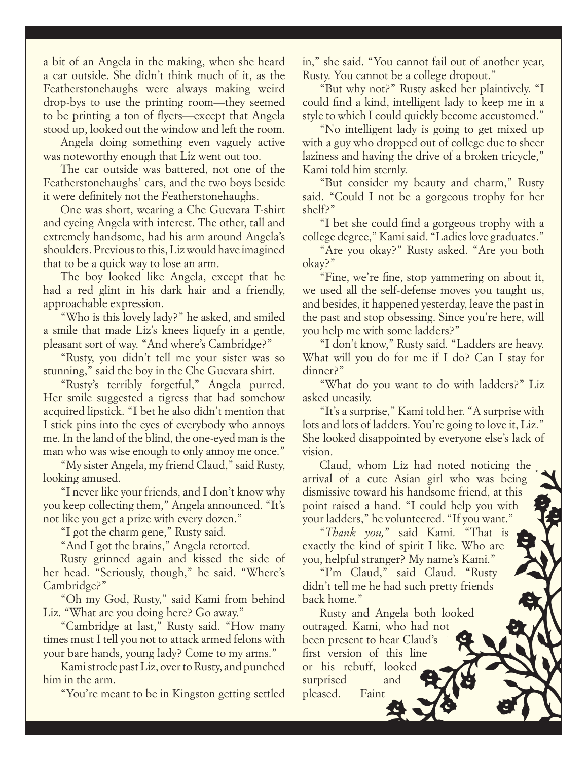a bit of an Angela in the making, when she heard a car outside. She didn't think much of it, as the Featherstonehaughs were always making weird drop-bys to use the printing room—they seemed to be printing a ton of flyers—except that Angela stood up, looked out the window and left the room.

Angela doing something even vaguely active was noteworthy enough that Liz went out too.

The car outside was battered, not one of the Featherstonehaughs' cars, and the two boys beside it were definitely not the Featherstonehaughs.

One was short, wearing a Che Guevara T-shirt and eyeing Angela with interest. The other, tall and extremely handsome, had his arm around Angela's shoulders. Previous to this, Liz would have imagined that to be a quick way to lose an arm.

The boy looked like Angela, except that he had a red glint in his dark hair and a friendly, approachable expression.

"Who is this lovely lady?" he asked, and smiled a smile that made Liz's knees liquefy in a gentle, pleasant sort of way. "And where's Cambridge?"

"Rusty, you didn't tell me your sister was so stunning," said the boy in the Che Guevara shirt.

"Rusty's terribly forgetful," Angela purred. Her smile suggested a tigress that had somehow acquired lipstick. "I bet he also didn't mention that I stick pins into the eyes of everybody who annoys me. In the land of the blind, the one-eyed man is the man who was wise enough to only annoy me once."

"My sister Angela, my friend Claud," said Rusty, looking amused.

"I never like your friends, and I don't know why you keep collecting them," Angela announced. "It's not like you get a prize with every dozen."

"I got the charm gene," Rusty said.

"And I got the brains," Angela retorted.

Rusty grinned again and kissed the side of her head. "Seriously, though," he said. "Where's Cambridge?"

"Oh my God, Rusty," said Kami from behind Liz. "What are you doing here? Go away."

"Cambridge at last," Rusty said. "How many times must I tell you not to attack armed felons with your bare hands, young lady? Come to my arms."

Kami strode past Liz, over to Rusty, and punched him in the arm.

"You're meant to be in Kingston getting settled in," she said. "You cannot fail out of another year, Rusty. You cannot be a college dropout."

"But why not?" Rusty asked her plaintively. "I could find a kind, intelligent lady to keep me in a style to which I could quickly become accustomed."

"No intelligent lady is going to get mixed up with a guy who dropped out of college due to sheer laziness and having the drive of a broken tricycle," Kami told him sternly.

"But consider my beauty and charm," Rusty said. "Could I not be a gorgeous trophy for her shelf?"

"I bet she could find a gorgeous trophy with a college degree," Kami said. "Ladies love graduates."

"Are you okay?" Rusty asked. "Are you both okay?"

"Fine, we're fine, stop yammering on about it, we used all the self-defense moves you taught us, and besides, it happened yesterday, leave the past in the past and stop obsessing. Since you're here, will you help me with some ladders?"

"I don't know," Rusty said. "Ladders are heavy. What will you do for me if I do? Can I stay for dinner?"

"What do you want to do with ladders?" Liz asked uneasily.

"It's a surprise," Kami told her. "A surprise with lots and lots of ladders. You're going to love it, Liz." She looked disappointed by everyone else's lack of vision.

Claud, whom Liz had noted noticing the arrival of a cute Asian girl who was being dismissive toward his handsome friend, at this point raised a hand. "I could help you with your ladders," he volunteered. "If you want."

"*Thank you,*" said Kami. "That is exactly the kind of spirit I like. Who are you, helpful stranger? My name's Kami."

"I'm Claud," said Claud. "Rusty didn't tell me he had such pretty friends back home."

Rusty and Angela both looked outraged. Kami, who had not been present to hear Claud's first version of this line or his rebuff, looked surprised and pleased. Faint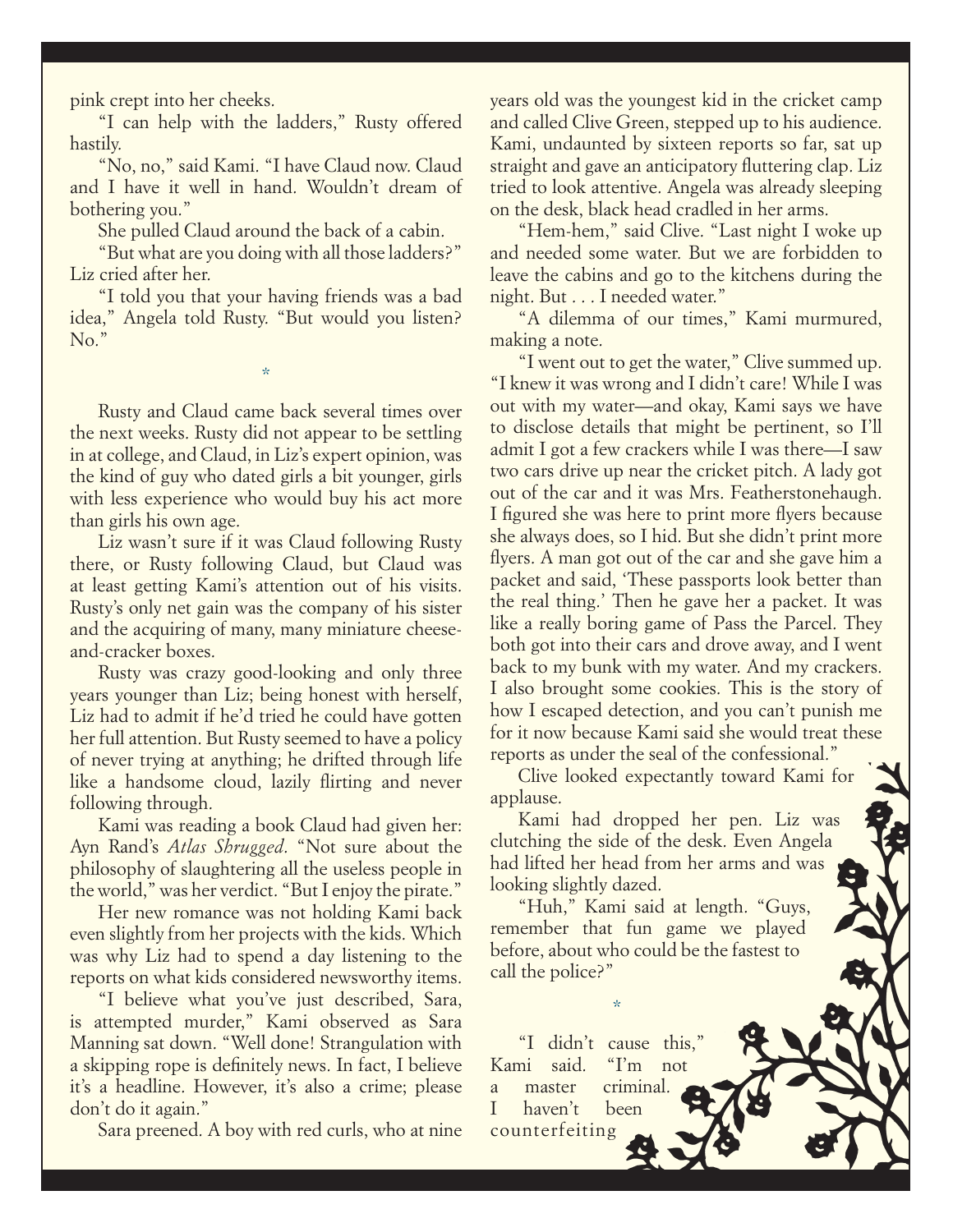pink crept into her cheeks.

"I can help with the ladders," Rusty offered hastily.

"No, no," said Kami. "I have Claud now. Claud and I have it well in hand. Wouldn't dream of bothering you."

She pulled Claud around the back of a cabin.

"But what are you doing with all those ladders?" Liz cried after her.

"I told you that your having friends was a bad idea," Angela told Rusty. "But would you listen? No."

*

Rusty and Claud came back several times over the next weeks. Rusty did not appear to be settling in at college, and Claud, in Liz's expert opinion, was the kind of guy who dated girls a bit younger, girls with less experience who would buy his act more than girls his own age.

Liz wasn't sure if it was Claud following Rusty there, or Rusty following Claud, but Claud was at least getting Kami's attention out of his visits. Rusty's only net gain was the company of his sister and the acquiring of many, many miniature cheese-and-cracker boxes.

Rusty was crazy good-looking and only three years younger than Liz; being honest with herself, Liz had to admit if he'd tried he could have gotten her full attention. But Rusty seemed to have a policy of never trying at anything; he drifted through life like a handsome cloud, lazily flirting and never following through.

Kami was reading a book Claud had given her: Ayn Rand's *Atlas Shrugged*. "Not sure about the philosophy of slaughtering all the useless people in the world," was her verdict. "But I enjoy the pirate."

Her new romance was not holding Kami back even slightly from her projects with the kids. Which was why Liz had to spend a day listening to the reports on what kids considered newsworthy items.

"I believe what you've just described, Sara, is attempted murder," Kami observed as Sara Manning sat down. "Well done! Strangulation with a skipping rope is definitely news. In fact, I believe it's a headline. However, it's also a crime; please don't do it again."

Sara preened. A boy with red curls, who at nine years old was the youngest kid in the cricket camp and called Clive Green, stepped up to his audience. Kami, undaunted by sixteen reports so far, sat up straight and gave an anticipatory fluttering clap. Liz tried to look attentive. Angela was already sleeping on the desk, black head cradled in her arms.

"Hem-hem," said Clive. "Last night I woke up and needed some water. But we are forbidden to leave the cabins and go to the kitchens during the night. But . . . I needed water."

"A dilemma of our times," Kami murmured, making a note.

"I went out to get the water," Clive summed up. "I knew it was wrong and I didn't care! While I was out with my water—and okay, Kami says we have to disclose details that might be pertinent, so I'll admit I got a few crackers while I was there—I saw two cars drive up near the cricket pitch. A lady got out of the car and it was Mrs. Featherstonehaugh. I figured she was here to print more flyers because she always does, so I hid. But she didn't print more flyers. A man got out of the car and she gave him a packet and said, 'These passports look better than the real thing.' Then he gave her a packet. It was like a really boring game of Pass the Parcel. They both got into their cars and drove away, and I went back to my bunk with my water. And my crackers. I also brought some cookies. This is the story of how I escaped detection, and you can't punish me for it now because Kami said she would treat these reports as under the seal of the confessional."

Clive looked expectantly toward Kami for applause.

Kami had dropped her pen. Liz was clutching the side of the desk. Even Angela had lifted her head from her arms and was looking slightly dazed.

"Huh," Kami said at length. "Guys, remember that fun game we played before, about who could be the fastest to call the police?"

*

"I didn't cause this," Kami said. "I'm not a master criminal. I haven't been counterfeiting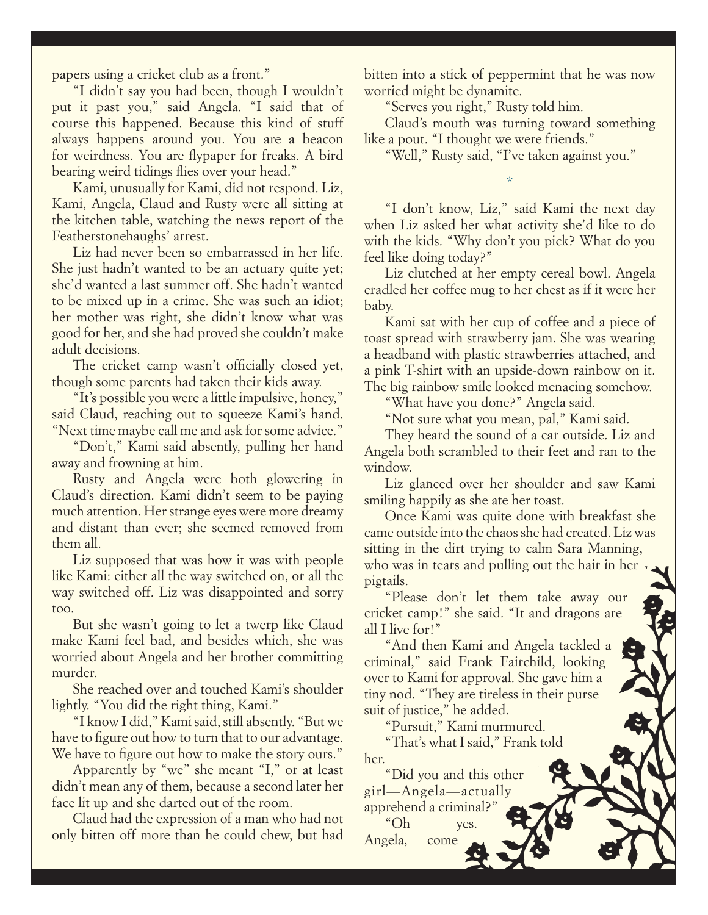papers using a cricket club as a front."

"I didn't say you had been, though I wouldn't put it past you," said Angela. "I said that of course this happened. Because this kind of stuff always happens around you. You are a beacon for weirdness. You are flypaper for freaks. A bird bearing weird tidings flies over your head."

Kami, unusually for Kami, did not respond. Liz, Kami, Angela, Claud and Rusty were all sitting at the kitchen table, watching the news report of the Featherstonehaughs' arrest.

Liz had never been so embarrassed in her life. She just hadn't wanted to be an actuary quite yet; she'd wanted a last summer off. She hadn't wanted to be mixed up in a crime. She was such an idiot; her mother was right, she didn't know what was good for her, and she had proved she couldn't make adult decisions.

The cricket camp wasn't officially closed yet, though some parents had taken their kids away.

"It's possible you were a little impulsive, honey," said Claud, reaching out to squeeze Kami's hand. "Next time maybe call me and ask for some advice."

"Don't," Kami said absently, pulling her hand away and frowning at him.

Rusty and Angela were both glowering in Claud's direction. Kami didn't seem to be paying much attention. Her strange eyes were more dreamy and distant than ever; she seemed removed from them all.

Liz supposed that was how it was with people like Kami: either all the way switched on, or all the way switched off. Liz was disappointed and sorry too.

But she wasn't going to let a twerp like Claud make Kami feel bad, and besides which, she was worried about Angela and her brother committing murder.

She reached over and touched Kami's shoulder lightly. "You did the right thing, Kami."

"I know I did," Kami said, still absently. "But we have to figure out how to turn that to our advantage. We have to figure out how to make the story ours."

Apparently by "we" she meant "I," or at least didn't mean any of them, because a second later her face lit up and she darted out of the room.

Claud had the expression of a man who had not only bitten off more than he could chew, but had bitten into a stick of peppermint that he was now worried might be dynamite.

"Serves you right," Rusty told him.

Claud's mouth was turning toward something like a pout. "I thought we were friends."

"Well," Rusty said, "I've taken against you."

*

"I don't know, Liz," said Kami the next day when Liz asked her what activity she'd like to do with the kids. "Why don't you pick? What do you feel like doing today?"

Liz clutched at her empty cereal bowl. Angela cradled her coffee mug to her chest as if it were her baby.

Kami sat with her cup of coffee and a piece of toast spread with strawberry jam. She was wearing a headband with plastic strawberries attached, and a pink T-shirt with an upside-down rainbow on it. The big rainbow smile looked menacing somehow.

"What have you done?" Angela said.

"Not sure what you mean, pal," Kami said.

They heard the sound of a car outside. Liz and Angela both scrambled to their feet and ran to the window.

Liz glanced over her shoulder and saw Kami smiling happily as she ate her toast.

Once Kami was quite done with breakfast she came outside into the chaos she had created. Liz was sitting in the dirt trying to calm Sara Manning, who was in tears and pulling out the hair in her pigtails.

"Please don't let them take away our cricket camp!" she said. "It and dragons are all I live for!"

"And then Kami and Angela tackled a criminal," said Frank Fairchild, looking over to Kami for approval. She gave him a tiny nod. "They are tireless in their purse suit of justice," he added.

"Pursuit," Kami murmured.

"That's what I said," Frank told her.

"Did you and this other girl—Angela—actually apprehend a criminal?"

"Oh yes. Angela, come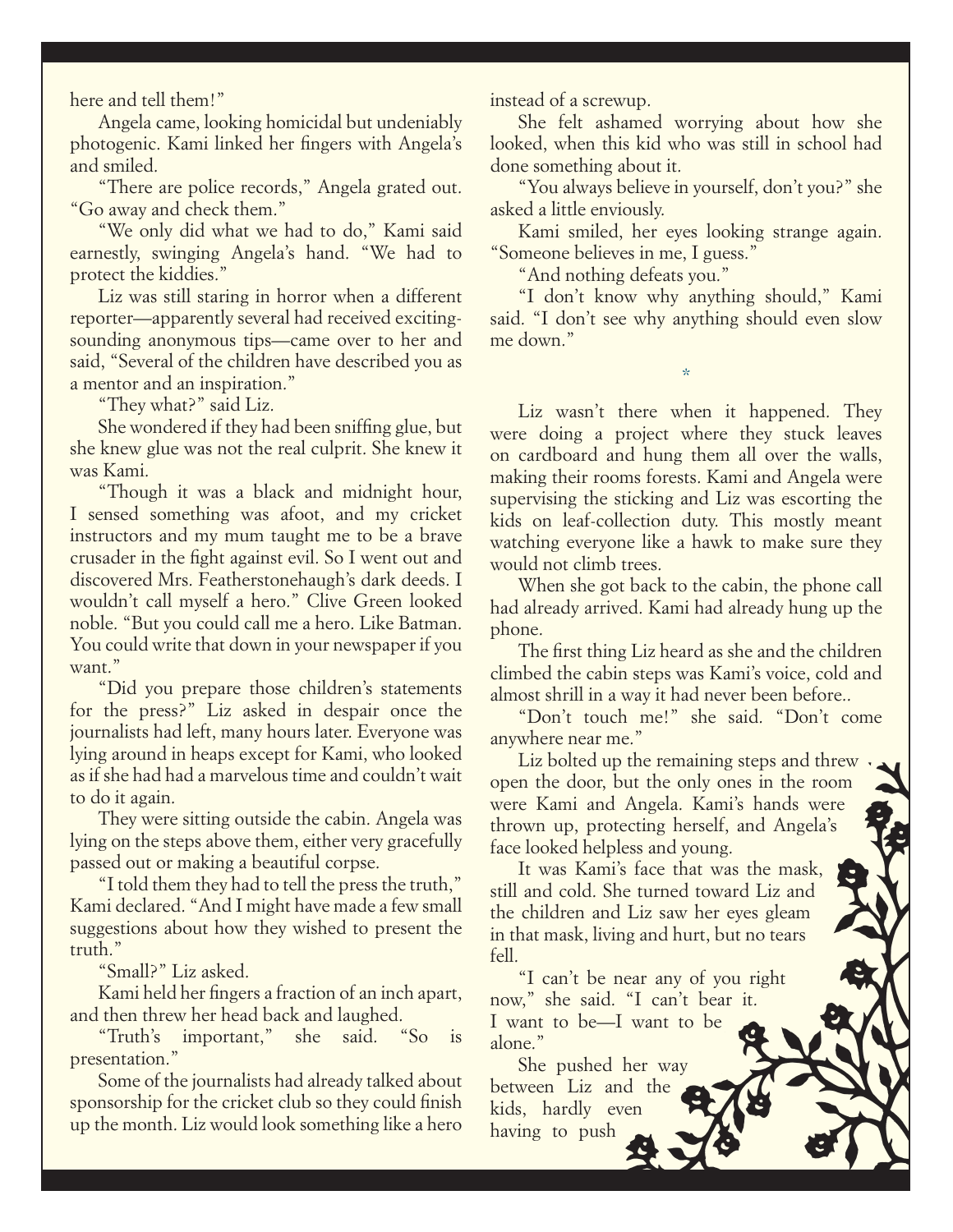here and tell them!"

Angela came, looking homicidal but undeniably photogenic. Kami linked her fingers with Angela's and smiled.

"There are police records," Angela grated out. "Go away and check them."

"We only did what we had to do," Kami said earnestly, swinging Angela's hand. "We had to protect the kiddies."

Liz was still staring in horror when a different reporter—apparently several had received exciting-sounding anonymous tips—came over to her and said, "Several of the children have described you as a mentor and an inspiration."

"They what?" said Liz.

She wondered if they had been sniffing glue, but she knew glue was not the real culprit. She knew it was Kami.

"Though it was a black and midnight hour, I sensed something was afoot, and my cricket instructors and my mum taught me to be a brave crusader in the fight against evil. So I went out and discovered Mrs. Featherstonehaugh's dark deeds. I wouldn't call myself a hero." Clive Green looked noble. "But you could call me a hero. Like Batman. You could write that down in your newspaper if you want."

"Did you prepare those children's statements for the press?" Liz asked in despair once the journalists had left, many hours later. Everyone was lying around in heaps except for Kami, who looked as if she had had a marvelous time and couldn't wait to do it again.

They were sitting outside the cabin. Angela was lying on the steps above them, either very gracefully passed out or making a beautiful corpse.

"I told them they had to tell the press the truth," Kami declared. "And I might have made a few small suggestions about how they wished to present the truth."

"Small?" Liz asked.

Kami held her fingers a fraction of an inch apart, and then threw her head back and laughed.

"Truth's important," she said. "So is presentation."

Some of the journalists had already talked about sponsorship for the cricket club so they could finish up the month. Liz would look something like a hero instead of a screwup.

She felt ashamed worrying about how she looked, when this kid who was still in school had done something about it.

"You always believe in yourself, don't you?" she asked a little enviously.

Kami smiled, her eyes looking strange again. "Someone believes in me, I guess."

"And nothing defeats you."

"I don't know why anything should," Kami said. "I don't see why anything should even slow me down."

*

Liz wasn't there when it happened. They were doing a project where they stuck leaves on cardboard and hung them all over the walls, making their rooms forests. Kami and Angela were supervising the sticking and Liz was escorting the kids on leaf-collection duty. This mostly meant watching everyone like a hawk to make sure they would not climb trees.

When she got back to the cabin, the phone call had already arrived. Kami had already hung up the phone.

The first thing Liz heard as she and the children climbed the cabin steps was Kami's voice, cold and almost shrill in a way it had never been before..

"Don't touch me!" she said. "Don't come anywhere near me."

Liz bolted up the remaining steps and threw open the door, but the only ones in the room were Kami and Angela. Kami's hands were thrown up, protecting herself, and Angela's face looked helpless and young.

It was Kami's face that was the mask, still and cold. She turned toward Liz and the children and Liz saw her eyes gleam in that mask, living and hurt, but no tears fell.

"I can't be near any of you right now," she said. "I can't bear it. I want to be—I want to be alone."

She pushed her way between Liz and the kids, hardly even having to push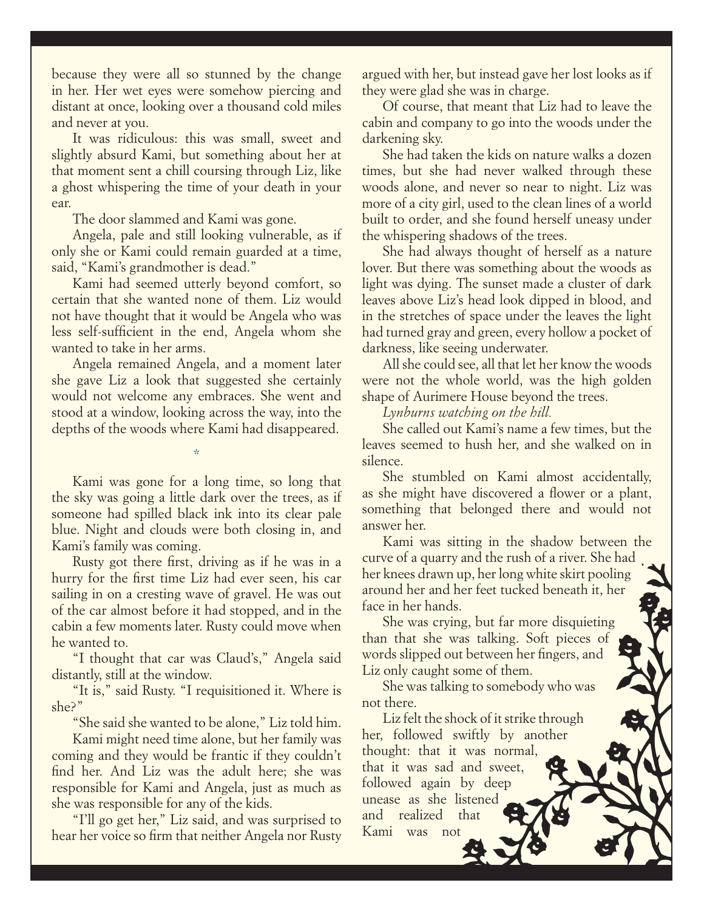because they were all so stunned by the change in her. Her wet eyes were somehow piercing and distant at once, looking over a thousand cold miles and never at you.

It was ridiculous: this was small, sweet and slightly absurd Kami, but something about her at that moment sent a chill coursing through Liz, like a ghost whispering the time of your death in your ear.

The door slammed and Kami was gone.

Angela, pale and still looking vulnerable, as if only she or Kami could remain guarded at a time, said, "Kami's grandmother is dead."

Kami had seemed utterly beyond comfort, so certain that she wanted none of them. Liz would not have thought that it would be Angela who was less self-sufficient in the end, Angela whom she wanted to take in her arms.

Angela remained Angela, and a moment later she gave Liz a look that suggested she certainly would not welcome any embraces. She went and stood at a window, looking across the way, into the depths of the woods where Kami had disappeared.

*

Kami was gone for a long time, so long that the sky was going a little dark over the trees, as if someone had spilled black ink into its clear pale blue. Night and clouds were both closing in, and Kami's family was coming.

Rusty got there first, driving as if he was in a hurry for the first time Liz had ever seen, his car sailing in on a cresting wave of gravel. He was out of the car almost before it had stopped, and in the cabin a few moments later. Rusty could move when he wanted to.

"I thought that car was Claud's," Angela said distantly, still at the window.

"It is," said Rusty. "I requisitioned it. Where is she?"

"She said she wanted to be alone," Liz told him.

Kami might need time alone, but her family was coming and they would be frantic if they couldn't find her. And Liz was the adult here; she was responsible for Kami and Angela, just as much as she was responsible for any of the kids.

"I'll go get her," Liz said, and was surprised to hear her voice so firm that neither Angela nor Rusty argued with her, but instead gave her lost looks as if they were glad she was in charge.

Of course, that meant that Liz had to leave the cabin and company to go into the woods under the darkening sky.

She had taken the kids on nature walks a dozen times, but she had never walked through these woods alone, and never so near to night. Liz was more of a city girl, used to the clean lines of a world built to order, and she found herself uneasy under the whispering shadows of the trees.

She had always thought of herself as a nature lover. But there was something about the woods as light was dying. The sunset made a cluster of dark leaves above Liz's head look dipped in blood, and in the stretches of space under the leaves the light had turned gray and green, every hollow a pocket of darkness, like seeing underwater.

All she could see, all that let her know the woods were not the whole world, was the high golden shape of Aurimere House beyond the trees.

*Lynburns watching on the hill.*

She called out Kami's name a few times, but the leaves seemed to hush her, and she walked on in silence.

She stumbled on Kami almost accidentally, as she might have discovered a flower or a plant, something that belonged there and would not answer her.

Kami was sitting in the shadow between the curve of a quarry and the rush of a river. She had her knees drawn up, her long white skirt pooling around her and her feet tucked beneath it, her face in her hands.

She was crying, but far more disquieting than that she was talking. Soft pieces of words slipped out between her fingers, and Liz only caught some of them.

She was talking to somebody who was not there.

Liz felt the shock of it strike through her, followed swiftly by another thought: that it was normal, that it was sad and sweet, followed again by deep unease as she listened and realized that Kami was not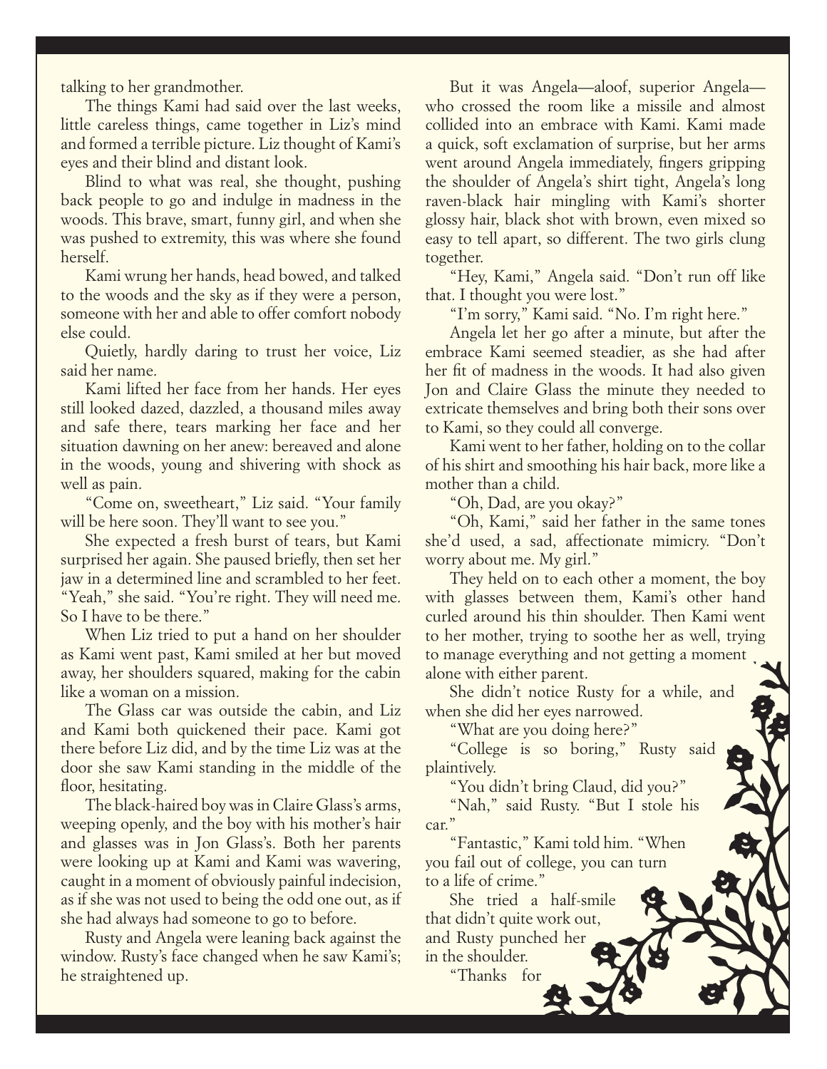talking to her grandmother.

The things Kami had said over the last weeks, little careless things, came together in Liz's mind and formed a terrible picture. Liz thought of Kami's eyes and their blind and distant look.

Blind to what was real, she thought, pushing back people to go and indulge in madness in the woods. This brave, smart, funny girl, and when she was pushed to extremity, this was where she found herself.

Kami wrung her hands, head bowed, and talked to the woods and the sky as if they were a person, someone with her and able to offer comfort nobody else could.

Quietly, hardly daring to trust her voice, Liz said her name.

Kami lifted her face from her hands. Her eyes still looked dazed, dazzled, a thousand miles away and safe there, tears marking her face and her situation dawning on her anew: bereaved and alone in the woods, young and shivering with shock as well as pain.

"Come on, sweetheart," Liz said. "Your family will be here soon. They'll want to see you."

She expected a fresh burst of tears, but Kami surprised her again. She paused briefly, then set her jaw in a determined line and scrambled to her feet. "Yeah," she said. "You're right. They will need me. So I have to be there."

When Liz tried to put a hand on her shoulder as Kami went past, Kami smiled at her but moved away, her shoulders squared, making for the cabin like a woman on a mission.

The Glass car was outside the cabin, and Liz and Kami both quickened their pace. Kami got there before Liz did, and by the time Liz was at the door she saw Kami standing in the middle of the floor, hesitating.

The black-haired boy was in Claire Glass's arms, weeping openly, and the boy with his mother's hair and glasses was in Jon Glass's. Both her parents were looking up at Kami and Kami was wavering, caught in a moment of obviously painful indecision, as if she was not used to being the odd one out, as if she had always had someone to go to before.

Rusty and Angela were leaning back against the window. Rusty's face changed when he saw Kami's; he straightened up.

But it was Angela—aloof, superior Angela—who crossed the room like a missile and almost collided into an embrace with Kami. Kami made a quick, soft exclamation of surprise, but her arms went around Angela immediately, fingers gripping the shoulder of Angela's shirt tight, Angela's long raven-black hair mingling with Kami's shorter glossy hair, black shot with brown, even mixed so easy to tell apart, so different. The two girls clung together.

"Hey, Kami," Angela said. "Don't run off like that. I thought you were lost."

"I'm sorry," Kami said. "No. I'm right here."

Angela let her go after a minute, but after the embrace Kami seemed steadier, as she had after her fit of madness in the woods. It had also given Jon and Claire Glass the minute they needed to extricate themselves and bring both their sons over to Kami, so they could all converge.

Kami went to her father, holding on to the collar of his shirt and smoothing his hair back, more like a mother than a child.

"Oh, Dad, are you okay?"

"Oh, Kami," said her father in the same tones she'd used, a sad, affectionate mimicry. "Don't worry about me. My girl."

They held on to each other a moment, the boy with glasses between them, Kami's other hand curled around his thin shoulder. Then Kami went to her mother, trying to soothe her as well, trying to manage everything and not getting a moment alone with either parent.

She didn't notice Rusty for a while, and when she did her eyes narrowed.

"What are you doing here?"

"College is so boring," Rusty said plaintively.

"You didn't bring Claud, did you?"

"Nah," said Rusty. "But I stole his car."

"Fantastic," Kami told him. "When you fail out of college, you can turn to a life of crime."

She tried a half-smile that didn't quite work out, and Rusty punched her in the shoulder.

"Thanks for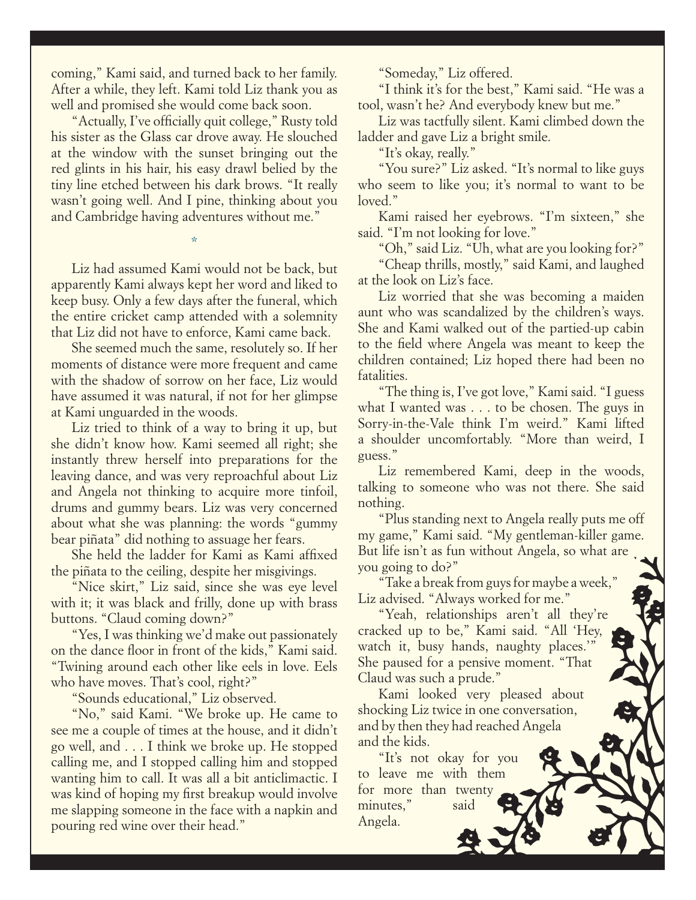coming," Kami said, and turned back to her family. After a while, they left. Kami told Liz thank you as well and promised she would come back soon.

"Actually, I've officially quit college," Rusty told his sister as the Glass car drove away. He slouched at the window with the sunset bringing out the red glints in his hair, his easy drawl belied by the tiny line etched between his dark brows. "It really wasn't going well. And I pine, thinking about you and Cambridge having adventures without me."

*

Liz had assumed Kami would not be back, but apparently Kami always kept her word and liked to keep busy. Only a few days after the funeral, which the entire cricket camp attended with a solemnity that Liz did not have to enforce, Kami came back.

She seemed much the same, resolutely so. If her moments of distance were more frequent and came with the shadow of sorrow on her face, Liz would have assumed it was natural, if not for her glimpse at Kami unguarded in the woods.

Liz tried to think of a way to bring it up, but she didn't know how. Kami seemed all right; she instantly threw herself into preparations for the leaving dance, and was very reproachful about Liz and Angela not thinking to acquire more tinfoil, drums and gummy bears. Liz was very concerned about what she was planning: the words "gummy bear piñata" did nothing to assuage her fears.

She held the ladder for Kami as Kami affixed the piñata to the ceiling, despite her misgivings.

"Nice skirt," Liz said, since she was eye level with it; it was black and frilly, done up with brass buttons. "Claud coming down?"

"Yes, I was thinking we'd make out passionately on the dance floor in front of the kids," Kami said. "Twining around each other like eels in love. Eels who have moves. That's cool, right?"

"Sounds educational," Liz observed.

"No," said Kami. "We broke up. He came to see me a couple of times at the house, and it didn't go well, and . . . I think we broke up. He stopped calling me, and I stopped calling him and stopped wanting him to call. It was all a bit anticlimactic. I was kind of hoping my first breakup would involve me slapping someone in the face with a napkin and pouring red wine over their head."

"Someday," Liz offered.

"I think it's for the best," Kami said. "He was a tool, wasn't he? And everybody knew but me."

Liz was tactfully silent. Kami climbed down the ladder and gave Liz a bright smile.

"It's okay, really."

"You sure?" Liz asked. "It's normal to like guys who seem to like you; it's normal to want to be loved."

Kami raised her eyebrows. "I'm sixteen," she said. "I'm not looking for love."

"Oh," said Liz. "Uh, what are you looking for?"

"Cheap thrills, mostly," said Kami, and laughed at the look on Liz's face.

Liz worried that she was becoming a maiden aunt who was scandalized by the children's ways. She and Kami walked out of the partied-up cabin to the field where Angela was meant to keep the children contained; Liz hoped there had been no fatalities.

"The thing is, I've got love," Kami said. "I guess what I wanted was . . . to be chosen. The guys in Sorry-in-the-Vale think I'm weird." Kami lifted a shoulder uncomfortably. "More than weird, I guess."

Liz remembered Kami, deep in the woods, talking to someone who was not there. She said nothing.

"Plus standing next to Angela really puts me off my game," Kami said. "My gentleman-killer game. But life isn't as fun without Angela, so what are you going to do?"

"Take a break from guys for maybe a week," Liz advised. "Always worked for me."

"Yeah, relationships aren't all they're cracked up to be," Kami said. "All 'Hey, watch it, busy hands, naughty places.'" She paused for a pensive moment. "That Claud was such a prude."

Kami looked very pleased about shocking Liz twice in one conversation, and by then they had reached Angela and the kids.

"It's not okay for you to leave me with them for more than twenty minutes," said Angela.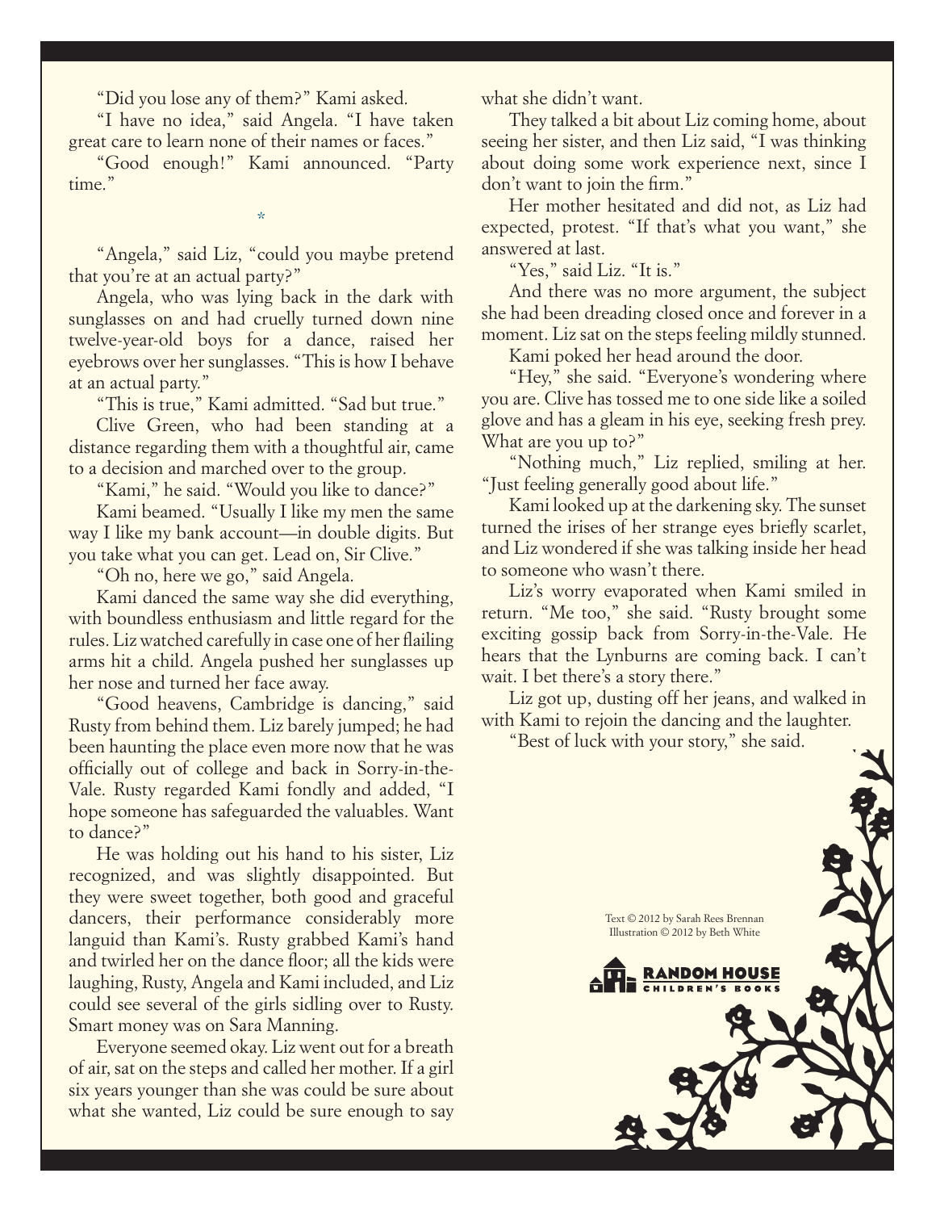"Did you lose any of them?" Kami asked.

"I have no idea," said Angela. "I have taken great care to learn none of their names or faces."

"Good enough!" Kami announced. "Party time."

*

"Angela," said Liz, "could you maybe pretend that you're at an actual party?"

Angela, who was lying back in the dark with sunglasses on and had cruelly turned down nine twelve-year-old boys for a dance, raised her eyebrows over her sunglasses. "This is how I behave at an actual party."

"This is true," Kami admitted. "Sad but true."

Clive Green, who had been standing at a distance regarding them with a thoughtful air, came to a decision and marched over to the group.

"Kami," he said. "Would you like to dance?"

Kami beamed. "Usually I like my men the same way I like my bank account—in double digits. But you take what you can get. Lead on, Sir Clive."

"Oh no, here we go," said Angela.

Kami danced the same way she did everything, with boundless enthusiasm and little regard for the rules. Liz watched carefully in case one of her flailing arms hit a child. Angela pushed her sunglasses up her nose and turned her face away.

"Good heavens, Cambridge is dancing," said Rusty from behind them. Liz barely jumped; he had been haunting the place even more now that he was officially out of college and back in Sorry-in-the-Vale. Rusty regarded Kami fondly and added, "I hope someone has safeguarded the valuables. Want to dance?"

He was holding out his hand to his sister, Liz recognized, and was slightly disappointed. But they were sweet together, both good and graceful dancers, their performance considerably more languid than Kami's. Rusty grabbed Kami's hand and twirled her on the dance floor; all the kids were laughing, Rusty, Angela and Kami included, and Liz could see several of the girls sidling over to Rusty. Smart money was on Sara Manning.

Everyone seemed okay. Liz went out for a breath of air, sat on the steps and called her mother. If a girl six years younger than she was could be sure about what she wanted, Liz could be sure enough to say what she didn't want.

They talked a bit about Liz coming home, about seeing her sister, and then Liz said, "I was thinking about doing some work experience next, since I don't want to join the firm."

Her mother hesitated and did not, as Liz had expected, protest. "If that's what you want," she answered at last.

"Yes," said Liz. "It is."

And there was no more argument, the subject she had been dreading closed once and forever in a moment. Liz sat on the steps feeling mildly stunned.

Kami poked her head around the door.

"Hey," she said. "Everyone's wondering where you are. Clive has tossed me to one side like a soiled glove and has a gleam in his eye, seeking fresh prey. What are you up to?"

"Nothing much," Liz replied, smiling at her. "Just feeling generally good about life."

Kami looked up at the darkening sky. The sunset turned the irises of her strange eyes briefly scarlet, and Liz wondered if she was talking inside her head to someone who wasn't there.

Liz's worry evaporated when Kami smiled in return. "Me too," she said. "Rusty brought some exciting gossip back from Sorry-in-the-Vale. He hears that the Lynburns are coming back. I can't wait. I bet there's a story there."

Liz got up, dusting off her jeans, and walked in with Kami to rejoin the dancing and the laughter.

"Best of luck with your story," she said.

Text © 2012 by Sarah Rees Brennan
Illustration © 2012 by Beth White

RANDOM HOUSE CHILDREN'S BOOKS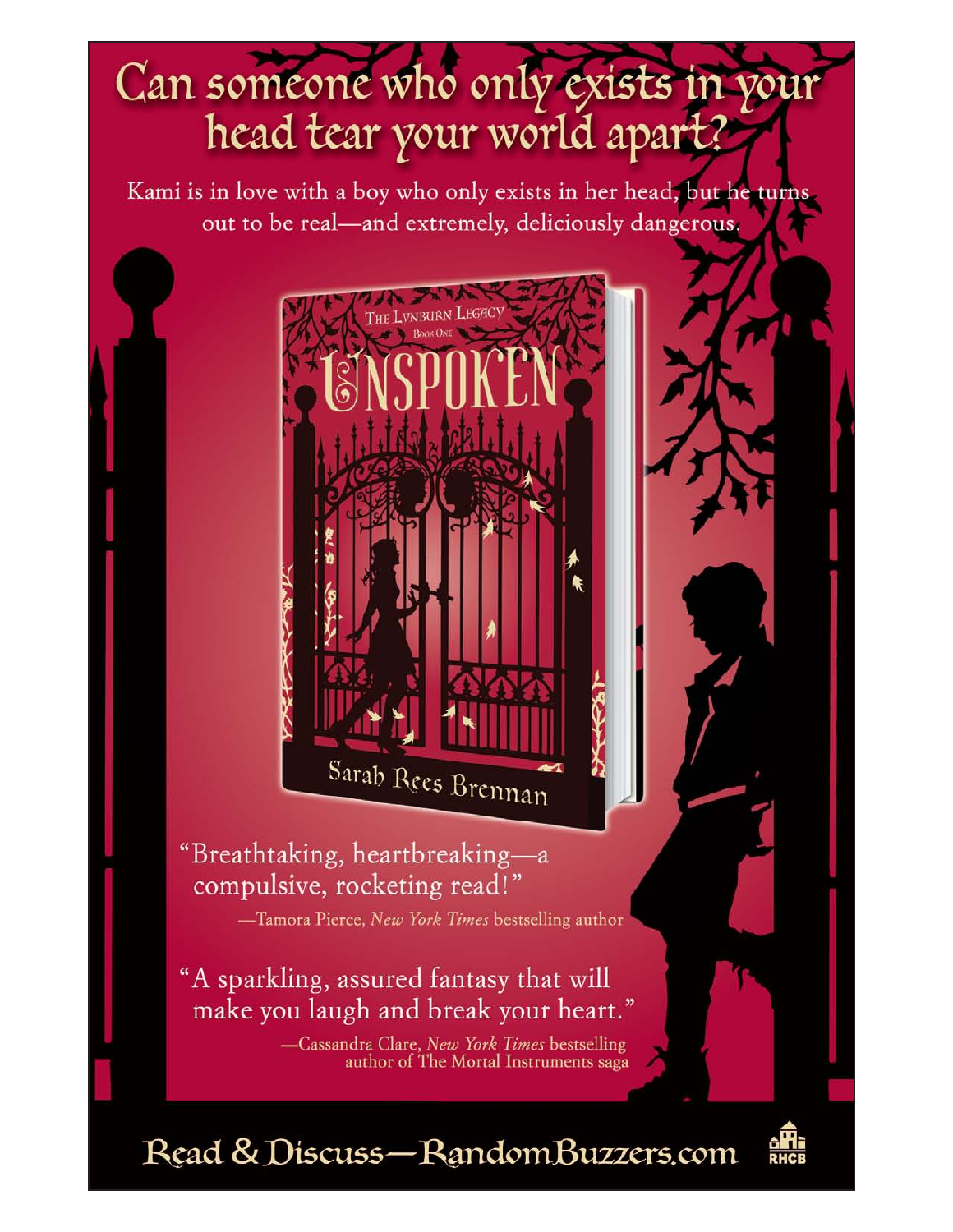# Can someone who only exists in your head tear your world apart?

Kami is in love with a boy who only exists in her head, but he turns out to be real—and extremely, deliciously dangerous.

THE LYNBURN LEGACY
BOOK ONE

UNSPOKEN

Sarah Rees Brennan

"Breathtaking, heartbreaking—a compulsive, rocketing read!"

—Tamora Pierce, *New York Times* bestselling author

"A sparkling, assured fantasy that will make you laugh and break your heart."

—Cassandra Clare, *New York Times* bestselling author of The Mortal Instruments saga

Read & Discuss—RandomBuzzers.com

RHCB